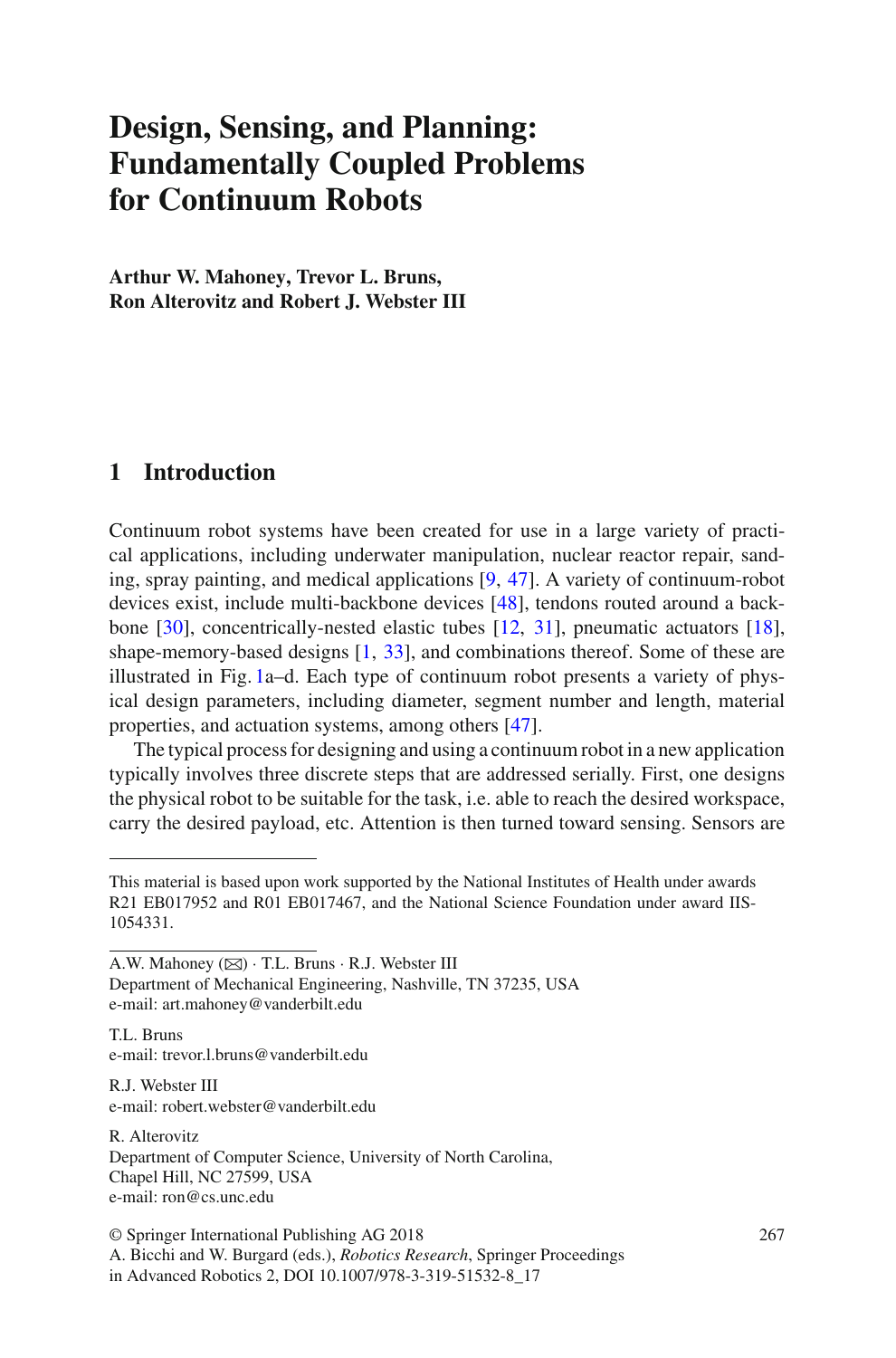# Design, Sensing, and Planning: Fundamentally Coupled Problems for Continuum Robots

**Arthur W. Mahoney, Trevor L. Bruns, Ron Alterovitz and Robert J. Webster III**

## 1 Introduction

Continuum robot systems have been created for use in a large variety of practical applications, including underwater manipulation, nuclear reactor repair, sanding, spray painting, and medical applications [9, 47]. A variety of continuum-robot devices exist, include multi-backbone devices [48], tendons routed around a backbone [30], concentrically-nested elastic tubes [12, 31], pneumatic actuators [18], shape-memory-based designs [1, 33], and combinations thereof. Some of these are illustrated in Fig. 1a–d. Each type of continuum robot presents a variety of physical design parameters, including diameter, segment number and length, material properties, and actuation systems, among others [47].

The typical process for designing and using a continuum robot in a new application typically involves three discrete steps that are addressed serially. First, one designs the physical robot to be suitable for the task, i.e. able to reach the desired workspace, carry the desired payload, etc. Attention is then turned toward sensing. Sensors are

---

This material is based upon work supported by the National Institutes of Health under awards R21 EB017952 and R01 EB017467, and the National Science Foundation under award IIS-1054331.

A.W. Mahoney (✉) · T.L. Bruns · R.J. Webster III
Department of Mechanical Engineering, Nashville, TN 37235, USA
e-mail: art.mahoney@vanderbilt.edu

T.L. Bruns
e-mail: trevor.l.bruns@vanderbilt.edu

R.J. Webster III
e-mail: robert.webster@vanderbilt.edu

R. Alterovitz
Department of Computer Science, University of North Carolina,
Chapel Hill, NC 27599, USA
e-mail: ron@cs.unc.edu

© Springer International Publishing AG 2018
A. Bicchi and W. Burgard (eds.), *Robotics Research*, Springer Proceedings in Advanced Robotics 2, DOI 10.1007/978-3-319-51532-8_17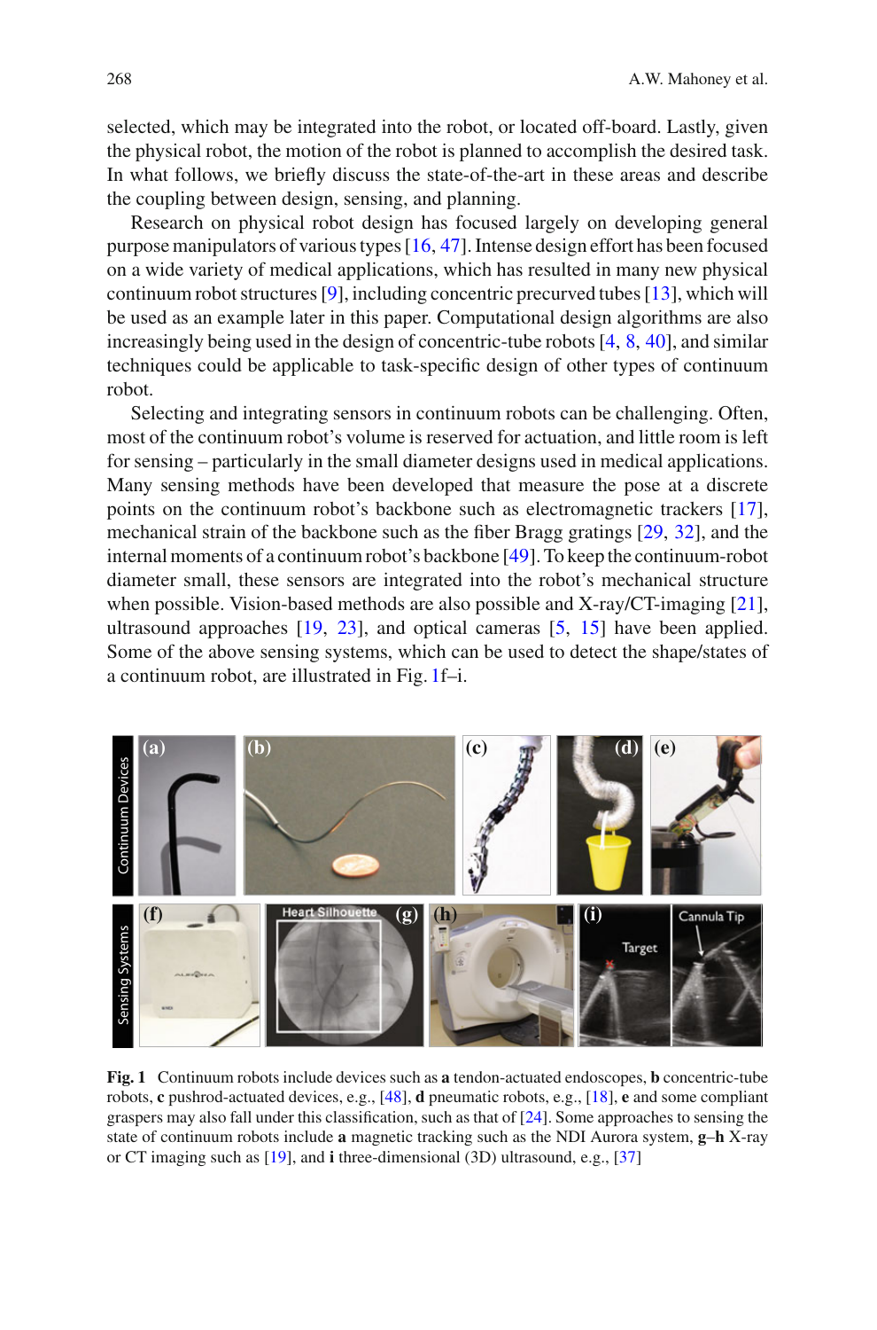selected, which may be integrated into the robot, or located off-board. Lastly, given the physical robot, the motion of the robot is planned to accomplish the desired task. In what follows, we briefly discuss the state-of-the-art in these areas and describe the coupling between design, sensing, and planning.

Research on physical robot design has focused largely on developing general purpose manipulators of various types [16, 47]. Intense design effort has been focused on a wide variety of medical applications, which has resulted in many new physical continuum robot structures [9], including concentric precurved tubes [13], which will be used as an example later in this paper. Computational design algorithms are also increasingly being used in the design of concentric-tube robots [4, 8, 40], and similar techniques could be applicable to task-specific design of other types of continuum robot.

Selecting and integrating sensors in continuum robots can be challenging. Often, most of the continuum robot's volume is reserved for actuation, and little room is left for sensing – particularly in the small diameter designs used in medical applications. Many sensing methods have been developed that measure the pose at a discrete points on the continuum robot's backbone such as electromagnetic trackers [17], mechanical strain of the backbone such as the fiber Bragg gratings [29, 32], and the internal moments of a continuum robot's backbone [49]. To keep the continuum-robot diameter small, these sensors are integrated into the robot's mechanical structure when possible. Vision-based methods are also possible and X-ray/CT-imaging [21], ultrasound approaches [19, 23], and optical cameras [5, 15] have been applied. Some of the above sensing systems, which can be used to detect the shape/states of a continuum robot, are illustrated in Fig. 1f–i.

**Fig. 1** Continuum robots include devices such as **a** tendon-actuated endoscopes, **b** concentric-tube robots, **c** pushrod-actuated devices, e.g., [48], **d** pneumatic robots, e.g., [18], **e** and some compliant graspers may also fall under this classification, such as that of [24]. Some approaches to sensing the state of continuum robots include **a** magnetic tracking such as the NDI Aurora system, **g–h** X-ray or CT imaging such as [19], and **i** three-dimensional (3D) ultrasound, e.g., [37]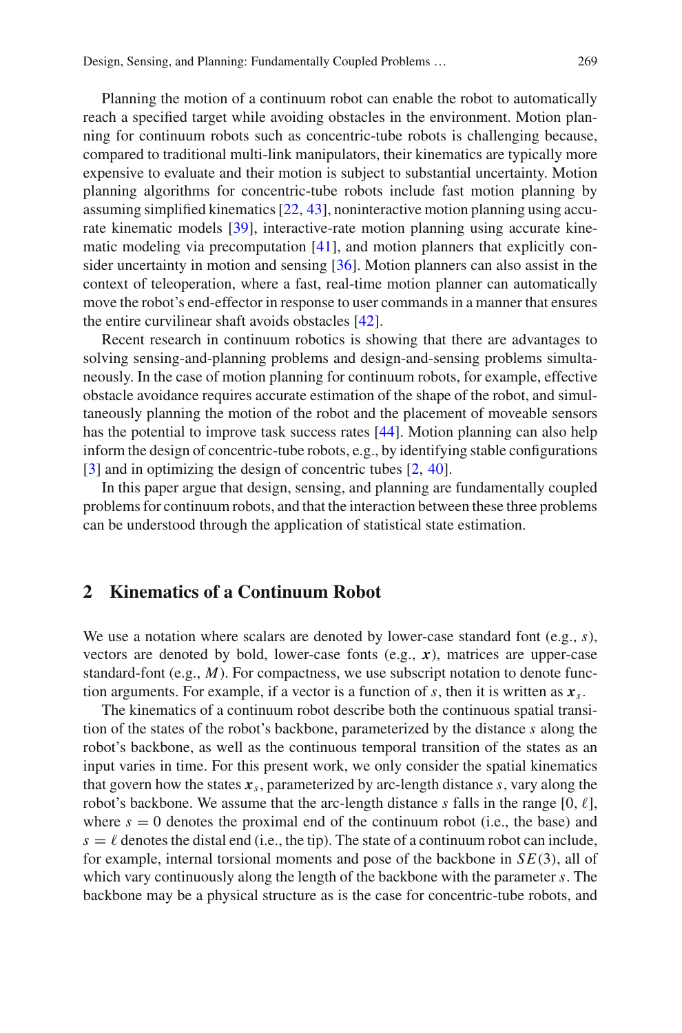Planning the motion of a continuum robot can enable the robot to automatically reach a specified target while avoiding obstacles in the environment. Motion planning for continuum robots such as concentric-tube robots is challenging because, compared to traditional multi-link manipulators, their kinematics are typically more expensive to evaluate and their motion is subject to substantial uncertainty. Motion planning algorithms for concentric-tube robots include fast motion planning by assuming simplified kinematics [22, 43], noninteractive motion planning using accurate kinematic models [39], interactive-rate motion planning using accurate kinematic modeling via precomputation [41], and motion planners that explicitly consider uncertainty in motion and sensing [36]. Motion planners can also assist in the context of teleoperation, where a fast, real-time motion planner can automatically move the robot's end-effector in response to user commands in a manner that ensures the entire curvilinear shaft avoids obstacles [42].

Recent research in continuum robotics is showing that there are advantages to solving sensing-and-planning problems and design-and-sensing problems simultaneously. In the case of motion planning for continuum robots, for example, effective obstacle avoidance requires accurate estimation of the shape of the robot, and simultaneously planning the motion of the robot and the placement of moveable sensors has the potential to improve task success rates [44]. Motion planning can also help inform the design of concentric-tube robots, e.g., by identifying stable configurations [3] and in optimizing the design of concentric tubes [2, 40].

In this paper argue that design, sensing, and planning are fundamentally coupled problems for continuum robots, and that the interaction between these three problems can be understood through the application of statistical state estimation.

## 2 Kinematics of a Continuum Robot

We use a notation where scalars are denoted by lower-case standard font (e.g., $s$), vectors are denoted by bold, lower-case fonts (e.g., $\boldsymbol{x}$), matrices are upper-case standard-font (e.g., $M$). For compactness, we use subscript notation to denote function arguments. For example, if a vector is a function of $s$, then it is written as $\boldsymbol{x}_s$.

The kinematics of a continuum robot describe both the continuous spatial transition of the states of the robot's backbone, parameterized by the distance $s$ along the robot's backbone, as well as the continuous temporal transition of the states as an input varies in time. For this present work, we only consider the spatial kinematics that govern how the states $\boldsymbol{x}_s$, parameterized by arc-length distance $s$, vary along the robot's backbone. We assume that the arc-length distance $s$ falls in the range $[0, \ell]$, where $s = 0$ denotes the proximal end of the continuum robot (i.e., the base) and $s = \ell$ denotes the distal end (i.e., the tip). The state of a continuum robot can include, for example, internal torsional moments and pose of the backbone in $SE(3)$, all of which vary continuously along the length of the backbone with the parameter $s$. The backbone may be a physical structure as is the case for concentric-tube robots, and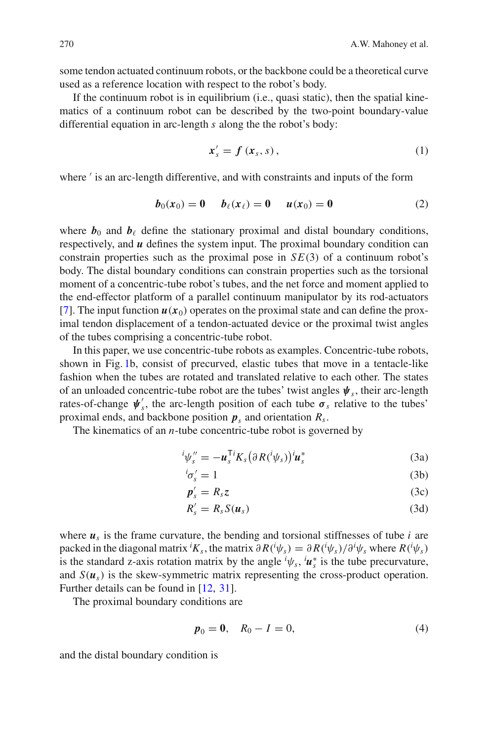some tendon actuated continuum robots, or the backbone could be a theoretical curve used as a reference location with respect to the robot's body.

If the continuum robot is in equilibrium (i.e., quasi static), then the spatial kinematics of a continuum robot can be described by the two-point boundary-value differential equation in arc-length $s$ along the the robot's body:

$$\boldsymbol{x}_s' = \boldsymbol{f}\left(\boldsymbol{x}_s, s\right), \tag{1}$$

where $'$ is an arc-length differentive, and with constraints and inputs of the form

$$\boldsymbol{b}_0(\boldsymbol{x}_0) = \boldsymbol{0} \qquad \boldsymbol{b}_\ell(\boldsymbol{x}_\ell) = \boldsymbol{0} \qquad \boldsymbol{u}(\boldsymbol{x}_0) = \boldsymbol{0} \tag{2}$$

where $\boldsymbol{b}_0$ and $\boldsymbol{b}_\ell$ define the stationary proximal and distal boundary conditions, respectively, and $\boldsymbol{u}$ defines the system input. The proximal boundary condition can constrain properties such as the proximal pose in $SE(3)$ of a continuum robot's body. The distal boundary conditions can constrain properties such as the torsional moment of a concentric-tube robot's tubes, and the net force and moment applied to the end-effector platform of a parallel continuum manipulator by its rod-actuators [7]. The input function $\boldsymbol{u}(\boldsymbol{x}_0)$ operates on the proximal state and can define the proximal tendon displacement of a tendon-actuated device or the proximal twist angles of the tubes comprising a concentric-tube robot.

In this paper, we use concentric-tube robots as examples. Concentric-tube robots, shown in Fig. 1b, consist of precurved, elastic tubes that move in a tentacle-like fashion when the tubes are rotated and translated relative to each other. The states of an unloaded concentric-tube robot are the tubes' twist angles $\boldsymbol{\psi}_s$, their arc-length rates-of-change $\boldsymbol{\psi}_s'$, the arc-length position of each tube $\boldsymbol{\sigma}_s$ relative to the tubes' proximal ends, and backbone position $\boldsymbol{p}_s$ and orientation $R_s$.

The kinematics of an $n$-tube concentric-tube robot is governed by

$$^i\psi_s'' = -\boldsymbol{u}_s^{\mathsf{T}}\,{}^iK_s\left(\partial R(^i\psi_s)\right){}^i\boldsymbol{u}_s^* \tag{3a}$$

$$^i\sigma_s' = 1 \tag{3b}$$

$$\boldsymbol{p}_s' = R_s\boldsymbol{z} \tag{3c}$$

$$R_s' = R_s S(\boldsymbol{u}_s) \tag{3d}$$

where $\boldsymbol{u}_s$ is the frame curvature, the bending and torsional stiffnesses of tube $i$ are packed in the diagonal matrix $^iK_s$, the matrix $\partial R(^i\psi_s) = \partial R(^i\psi_s)/\partial^i\psi_s$ where $R(^i\psi_s)$ is the standard z-axis rotation matrix by the angle $^i\psi_s$, $^i\boldsymbol{u}_s^*$ is the tube precurvature, and $S(\boldsymbol{u}_s)$ is the skew-symmetric matrix representing the cross-product operation. Further details can be found in [12, 31].

The proximal boundary conditions are

$$\boldsymbol{p}_0 = \boldsymbol{0}, \quad R_0 - I = 0, \tag{4}$$

and the distal boundary condition is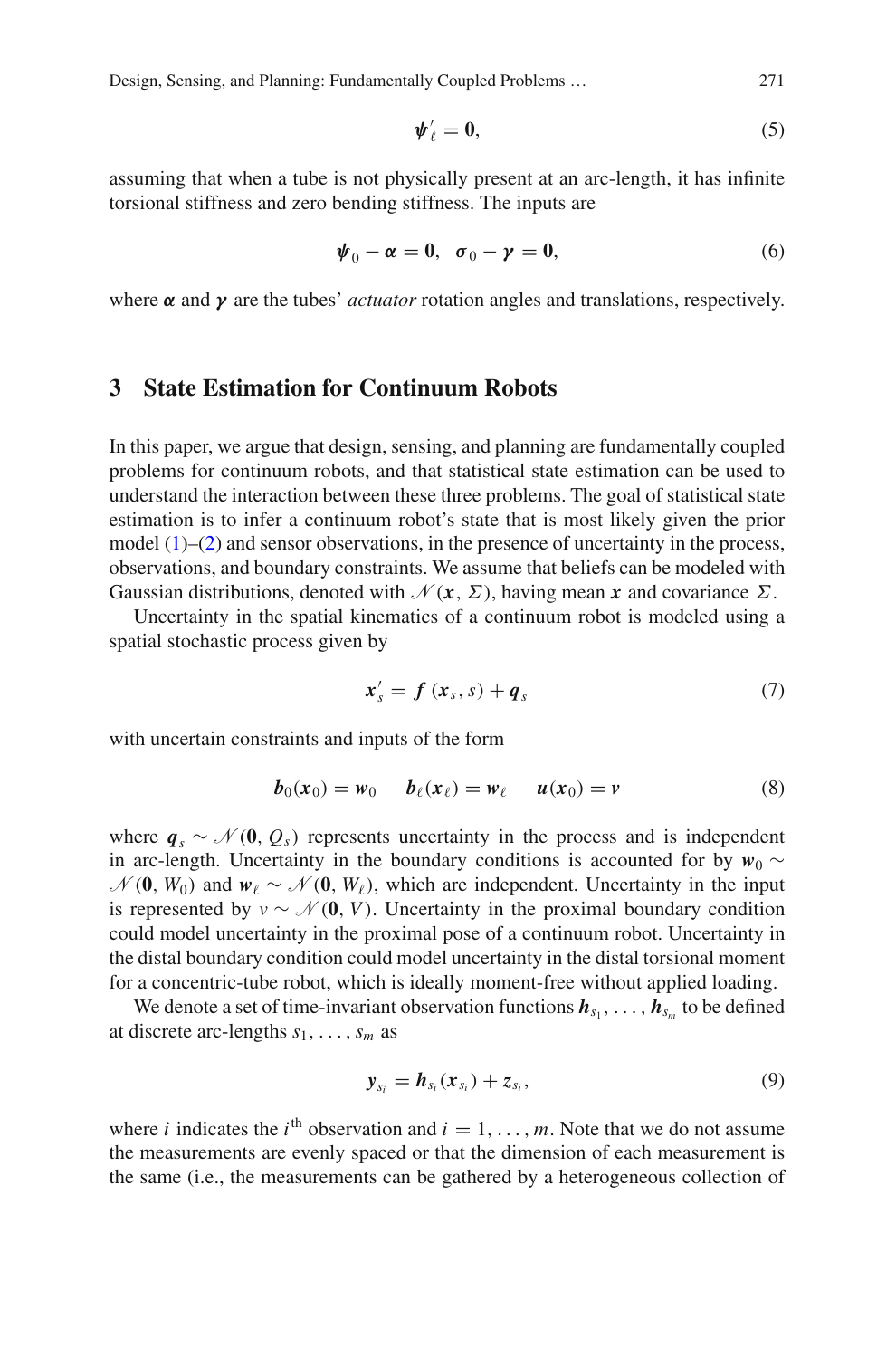$$\boldsymbol{\psi}'_\ell = \mathbf{0}, \tag{5}$$

assuming that when a tube is not physically present at an arc-length, it has infinite torsional stiffness and zero bending stiffness. The inputs are

$$\boldsymbol{\psi}_0 - \boldsymbol{\alpha} = \mathbf{0}, \;\; \boldsymbol{\sigma}_0 - \boldsymbol{\gamma} = \mathbf{0}, \tag{6}$$

where $\boldsymbol{\alpha}$ and $\boldsymbol{\gamma}$ are the tubes' *actuator* rotation angles and translations, respectively.

## 3 State Estimation for Continuum Robots

In this paper, we argue that design, sensing, and planning are fundamentally coupled problems for continuum robots, and that statistical state estimation can be used to understand the interaction between these three problems. The goal of statistical state estimation is to infer a continuum robot's state that is most likely given the prior model (1)–(2) and sensor observations, in the presence of uncertainty in the process, observations, and boundary constraints. We assume that beliefs can be modeled with Gaussian distributions, denoted with $\mathcal{N}(\boldsymbol{x}, \Sigma)$, having mean $\boldsymbol{x}$ and covariance $\Sigma$.

Uncertainty in the spatial kinematics of a continuum robot is modeled using a spatial stochastic process given by

$$\boldsymbol{x}'_s = \boldsymbol{f}(\boldsymbol{x}_s, s) + \boldsymbol{q}_s \tag{7}$$

with uncertain constraints and inputs of the form

$$\boldsymbol{b}_0(\boldsymbol{x}_0) = \boldsymbol{w}_0 \qquad \boldsymbol{b}_\ell(\boldsymbol{x}_\ell) = \boldsymbol{w}_\ell \qquad \boldsymbol{u}(\boldsymbol{x}_0) = \boldsymbol{v} \tag{8}$$

where $\boldsymbol{q}_s \sim \mathcal{N}(\mathbf{0}, Q_s)$ represents uncertainty in the process and is independent in arc-length. Uncertainty in the boundary conditions is accounted for by $\boldsymbol{w}_0 \sim \mathcal{N}(\mathbf{0}, W_0)$ and $\boldsymbol{w}_\ell \sim \mathcal{N}(\mathbf{0}, W_\ell)$, which are independent. Uncertainty in the input is represented by $v \sim \mathcal{N}(\mathbf{0}, V)$. Uncertainty in the proximal boundary condition could model uncertainty in the proximal pose of a continuum robot. Uncertainty in the distal boundary condition could model uncertainty in the distal torsional moment for a concentric-tube robot, which is ideally moment-free without applied loading.

We denote a set of time-invariant observation functions $\boldsymbol{h}_{s_1}, \ldots, \boldsymbol{h}_{s_m}$ to be defined at discrete arc-lengths $s_1, \ldots, s_m$ as

$$\boldsymbol{y}_{s_i} = \boldsymbol{h}_{s_i}(\boldsymbol{x}_{s_i}) + z_{s_i}, \tag{9}$$

where $i$ indicates the $i^{\text{th}}$ observation and $i = 1, \ldots, m$. Note that we do not assume the measurements are evenly spaced or that the dimension of each measurement is the same (i.e., the measurements can be gathered by a heterogeneous collection of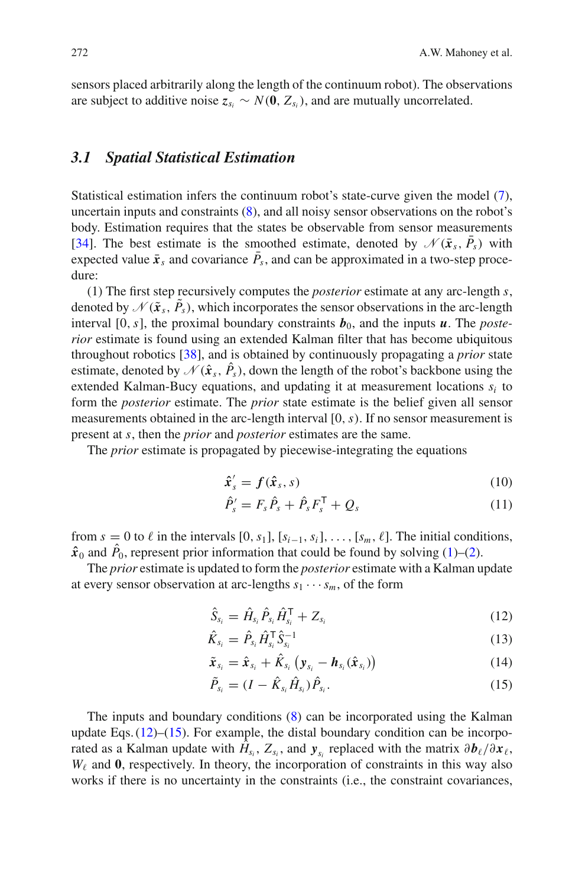sensors placed arbitrarily along the length of the continuum robot). The observations are subject to additive noise $z_{s_i} \sim N(\mathbf{0}, Z_{s_i})$, and are mutually uncorrelated.

### 3.1 Spatial Statistical Estimation

Statistical estimation infers the continuum robot's state-curve given the model (7), uncertain inputs and constraints (8), and all noisy sensor observations on the robot's body. Estimation requires that the states be observable from sensor measurements [34]. The best estimate is the smoothed estimate, denoted by $\mathscr{N}(\bar{\boldsymbol{x}}_s, \bar{P}_s)$ with expected value $\bar{\boldsymbol{x}}_s$ and covariance $\bar{P}_s$, and can be approximated in a two-step procedure:

(1) The first step recursively computes the *posterior* estimate at any arc-length $s$, denoted by $\mathscr{N}(\tilde{\boldsymbol{x}}_s, \tilde{P}_s)$, which incorporates the sensor observations in the arc-length interval $[0, s]$, the proximal boundary constraints $\boldsymbol{b}_0$, and the inputs $\boldsymbol{u}$. The *posterior* estimate is found using an extended Kalman filter that has become ubiquitous throughout robotics [38], and is obtained by continuously propagating a *prior* state estimate, denoted by $\mathscr{N}(\hat{\boldsymbol{x}}_s, \hat{P}_s)$, down the length of the robot's backbone using the extended Kalman-Bucy equations, and updating it at measurement locations $s_i$ to form the *posterior* estimate. The *prior* state estimate is the belief given all sensor measurements obtained in the arc-length interval $[0, s)$. If no sensor measurement is present at $s$, then the *prior* and *posterior* estimates are the same.

The *prior* estimate is propagated by piecewise-integrating the equations

$$\hat{\boldsymbol{x}}'_s = \boldsymbol{f}(\hat{\boldsymbol{x}}_s, s) \tag{10}$$

$$\hat{P}'_s = F_s \hat{P}_s + \hat{P}_s F_s^{\mathsf{T}} + Q_s \tag{11}$$

from $s = 0$ to $\ell$ in the intervals $[0, s_1], [s_{i-1}, s_i], \ldots, [s_m, \ell]$. The initial conditions, $\hat{\boldsymbol{x}}_0$ and $\hat{P}_0$, represent prior information that could be found by solving (1)–(2).

The *prior* estimate is updated to form the *posterior* estimate with a Kalman update at every sensor observation at arc-lengths $s_1 \cdots s_m$, of the form

$$\hat{S}_{s_i} = \hat{H}_{s_i} \hat{P}_{s_i} \hat{H}_{s_i}^{\mathsf{T}} + Z_{s_i} \tag{12}$$

$$\hat{K}_{s_i} = \hat{P}_{s_i} \hat{H}_{s_i}^{\mathsf{T}} \hat{S}_{s_i}^{-1} \tag{13}$$

$$\tilde{\boldsymbol{x}}_{s_i} = \hat{\boldsymbol{x}}_{s_i} + \hat{K}_{s_i} \left( \boldsymbol{y}_{s_i} - \boldsymbol{h}_{s_i}(\hat{\boldsymbol{x}}_{s_i}) \right) \tag{14}$$

$$\tilde{P}_{s_i} = (I - \hat{K}_{s_i} \hat{H}_{s_i}) \hat{P}_{s_i}. \tag{15}$$

The inputs and boundary conditions (8) can be incorporated using the Kalman update Eqs. (12)–(15). For example, the distal boundary condition can be incorporated as a Kalman update with $\hat{H}_{s_i}$, $Z_{s_i}$, and $\boldsymbol{y}_{s_i}$ replaced with the matrix $\partial \boldsymbol{b}_\ell / \partial \boldsymbol{x}_\ell$, $W_\ell$ and $\mathbf{0}$, respectively. In theory, the incorporation of constraints in this way also works if there is no uncertainty in the constraints (i.e., the constraint covariances,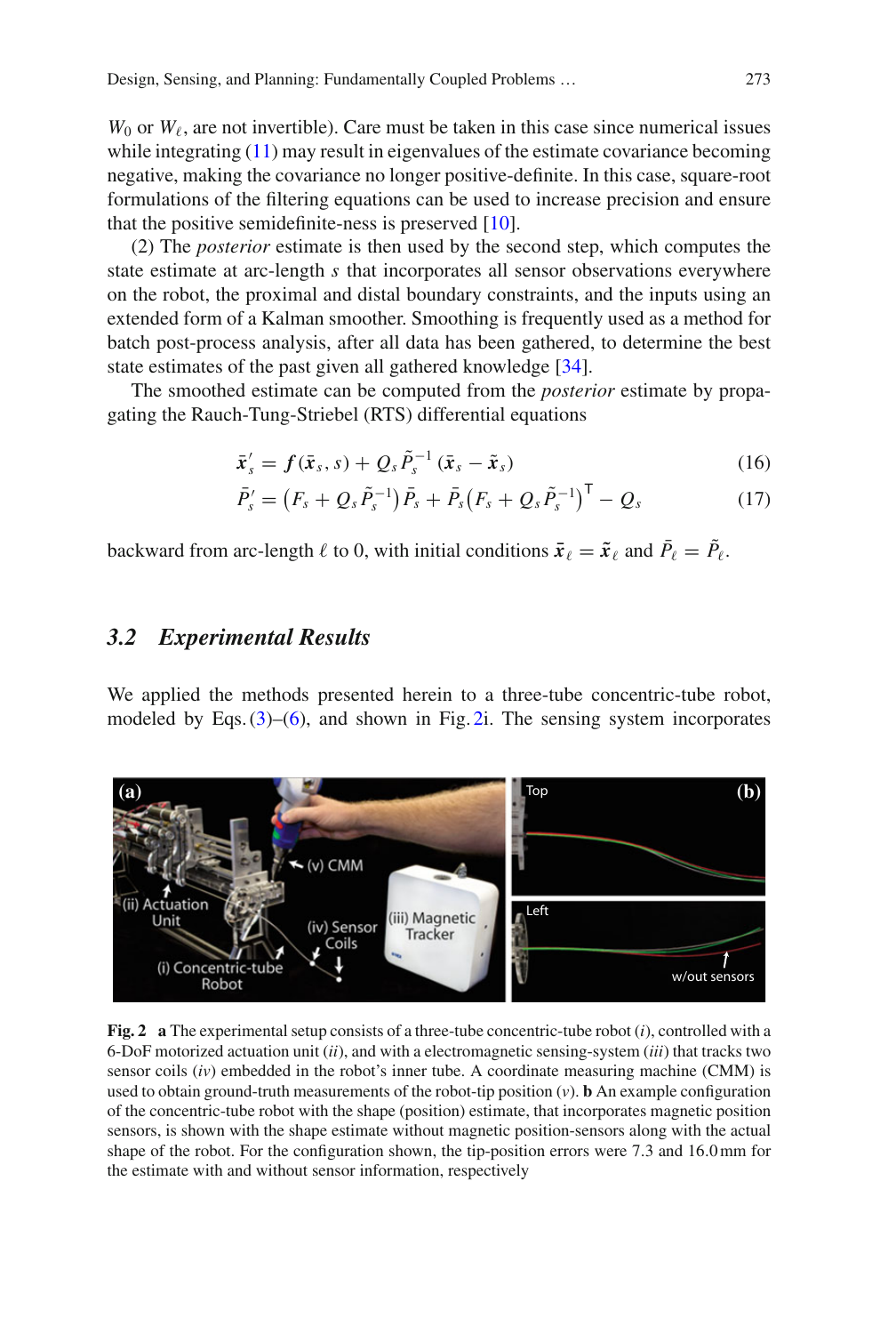$W_0$ or $W_\ell$, are not invertible). Care must be taken in this case since numerical issues while integrating (11) may result in eigenvalues of the estimate covariance becoming negative, making the covariance no longer positive-definite. In this case, square-root formulations of the filtering equations can be used to increase precision and ensure that the positive semidefinite-ness is preserved [10].

(2) The *posterior* estimate is then used by the second step, which computes the state estimate at arc-length $s$ that incorporates all sensor observations everywhere on the robot, the proximal and distal boundary constraints, and the inputs using an extended form of a Kalman smoother. Smoothing is frequently used as a method for batch post-process analysis, after all data has been gathered, to determine the best state estimates of the past given all gathered knowledge [34].

The smoothed estimate can be computed from the *posterior* estimate by propagating the Rauch-Tung-Striebel (RTS) differential equations

$$\bar{\boldsymbol{x}}_s' = \boldsymbol{f}(\bar{\boldsymbol{x}}_s, s) + Q_s \tilde{P}_s^{-1} (\bar{\boldsymbol{x}}_s - \tilde{\boldsymbol{x}}_s) \tag{16}$$

$$\bar{P}_s' = \left(F_s + Q_s \tilde{P}_s^{-1}\right) \bar{P}_s + \bar{P}_s \left(F_s + Q_s \tilde{P}_s^{-1}\right)^{\mathsf{T}} - Q_s \tag{17}$$

backward from arc-length $\ell$ to 0, with initial conditions $\bar{\boldsymbol{x}}_\ell = \tilde{\boldsymbol{x}}_\ell$ and $\bar{P}_\ell = \tilde{P}_\ell$.

### 3.2 Experimental Results

We applied the methods presented herein to a three-tube concentric-tube robot, modeled by Eqs. (3)–(6), and shown in Fig. 2i. The sensing system incorporates

**Fig. 2** **a** The experimental setup consists of a three-tube concentric-tube robot (*i*), controlled with a 6-DoF motorized actuation unit (*ii*), and with a electromagnetic sensing-system (*iii*) that tracks two sensor coils (*iv*) embedded in the robot's inner tube. A coordinate measuring machine (CMM) is used to obtain ground-truth measurements of the robot-tip position (*v*). **b** An example configuration of the concentric-tube robot with the shape (position) estimate, that incorporates magnetic position sensors, is shown with the shape estimate without magnetic position-sensors along with the actual shape of the robot. For the configuration shown, the tip-position errors were 7.3 and 16.0 mm for the estimate with and without sensor information, respectively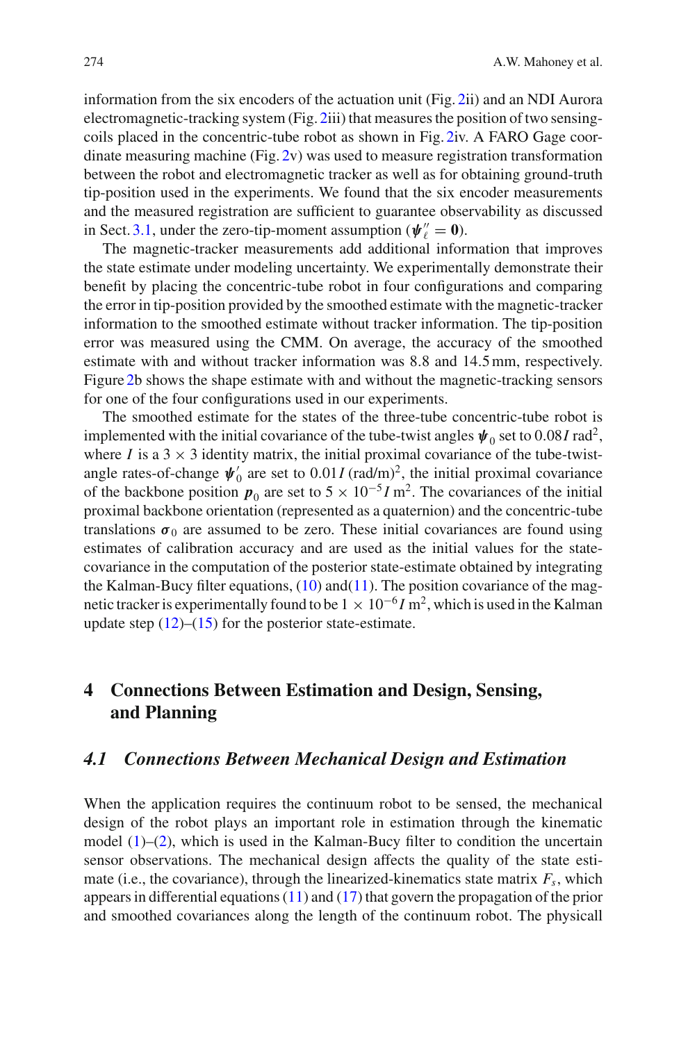information from the six encoders of the actuation unit (Fig. 2ii) and an NDI Aurora electromagnetic-tracking system (Fig. 2iii) that measures the position of two sensing-coils placed in the concentric-tube robot as shown in Fig. 2iv. A FARO Gage coordinate measuring machine (Fig. 2v) was used to measure registration transformation between the robot and electromagnetic tracker as well as for obtaining ground-truth tip-position used in the experiments. We found that the six encoder measurements and the measured registration are sufficient to guarantee observability as discussed in Sect. 3.1, under the zero-tip-moment assumption ($\boldsymbol{\psi}_\ell'' = \mathbf{0}$).

The magnetic-tracker measurements add additional information that improves the state estimate under modeling uncertainty. We experimentally demonstrate their benefit by placing the concentric-tube robot in four configurations and comparing the error in tip-position provided by the smoothed estimate with the magnetic-tracker information to the smoothed estimate without tracker information. The tip-position error was measured using the CMM. On average, the accuracy of the smoothed estimate with and without tracker information was 8.8 and 14.5 mm, respectively. Figure 2b shows the shape estimate with and without the magnetic-tracking sensors for one of the four configurations used in our experiments.

The smoothed estimate for the states of the three-tube concentric-tube robot is implemented with the initial covariance of the tube-twist angles $\boldsymbol{\psi}_0$ set to $0.08I$ rad$^2$, where $I$ is a $3 \times 3$ identity matrix, the initial proximal covariance of the tube-twist-angle rates-of-change $\boldsymbol{\psi}_0'$ are set to $0.01I$ (rad/m)$^2$, the initial proximal covariance of the backbone position $\boldsymbol{p}_0$ are set to $5 \times 10^{-5} I$ m$^2$. The covariances of the initial proximal backbone orientation (represented as a quaternion) and the concentric-tube translations $\boldsymbol{\sigma}_0$ are assumed to be zero. These initial covariances are found using estimates of calibration accuracy and are used as the initial values for the state-covariance in the computation of the posterior state-estimate obtained by integrating the Kalman-Bucy filter equations, (10) and(11). The position covariance of the magnetic tracker is experimentally found to be $1 \times 10^{-6} I$ m$^2$, which is used in the Kalman update step (12)–(15) for the posterior state-estimate.

## 4 Connections Between Estimation and Design, Sensing, and Planning

### 4.1 Connections Between Mechanical Design and Estimation

When the application requires the continuum robot to be sensed, the mechanical design of the robot plays an important role in estimation through the kinematic model (1)–(2), which is used in the Kalman-Bucy filter to condition the uncertain sensor observations. The mechanical design affects the quality of the state estimate (i.e., the covariance), through the linearized-kinematics state matrix $F_s$, which appears in differential equations (11) and (17) that govern the propagation of the prior and smoothed covariances along the length of the continuum robot. The physicall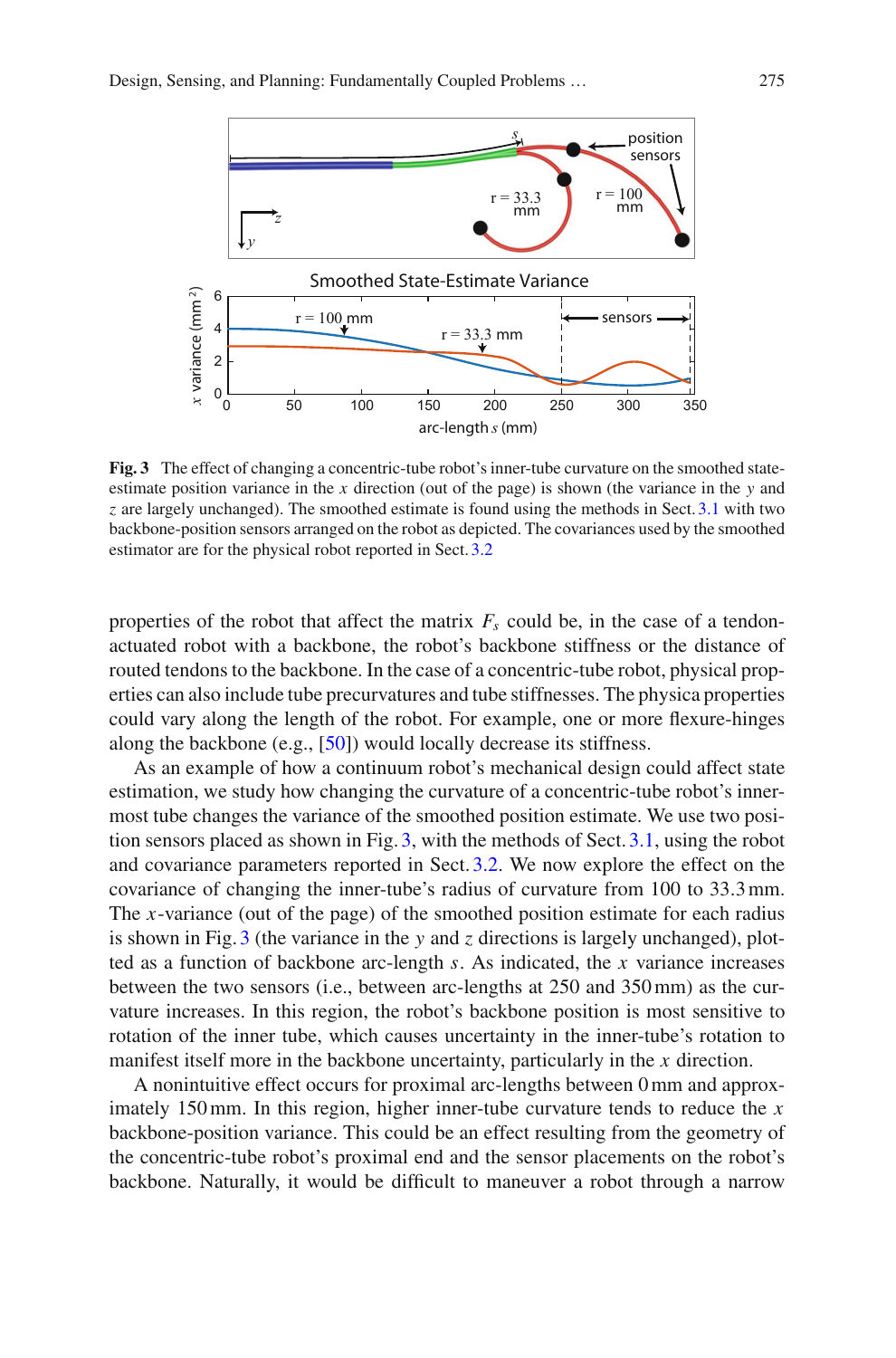**Fig. 3** The effect of changing a concentric-tube robot's inner-tube curvature on the smoothed state-estimate position variance in the $x$ direction (out of the page) is shown (the variance in the $y$ and $z$ are largely unchanged). The smoothed estimate is found using the methods in Sect. 3.1 with two backbone-position sensors arranged on the robot as depicted. The covariances used by the smoothed estimator are for the physical robot reported in Sect. 3.2

properties of the robot that affect the matrix $F_s$ could be, in the case of a tendon-actuated robot with a backbone, the robot's backbone stiffness or the distance of routed tendons to the backbone. In the case of a concentric-tube robot, physical properties can also include tube precurvatures and tube stiffnesses. The physica properties could vary along the length of the robot. For example, one or more flexure-hinges along the backbone (e.g., [50]) would locally decrease its stiffness.

As an example of how a continuum robot's mechanical design could affect state estimation, we study how changing the curvature of a concentric-tube robot's inner-most tube changes the variance of the smoothed position estimate. We use two position sensors placed as shown in Fig. 3, with the methods of Sect. 3.1, using the robot and covariance parameters reported in Sect. 3.2. We now explore the effect on the covariance of changing the inner-tube's radius of curvature from 100 to 33.3 mm. The $x$-variance (out of the page) of the smoothed position estimate for each radius is shown in Fig. 3 (the variance in the $y$ and $z$ directions is largely unchanged), plotted as a function of backbone arc-length $s$. As indicated, the $x$ variance increases between the two sensors (i.e., between arc-lengths at 250 and 350 mm) as the curvature increases. In this region, the robot's backbone position is most sensitive to rotation of the inner tube, which causes uncertainty in the inner-tube's rotation to manifest itself more in the backbone uncertainty, particularly in the $x$ direction.

A nonintuitive effect occurs for proximal arc-lengths between 0 mm and approximately 150 mm. In this region, higher inner-tube curvature tends to reduce the $x$ backbone-position variance. This could be an effect resulting from the geometry of the concentric-tube robot's proximal end and the sensor placements on the robot's backbone. Naturally, it would be difficult to maneuver a robot through a narrow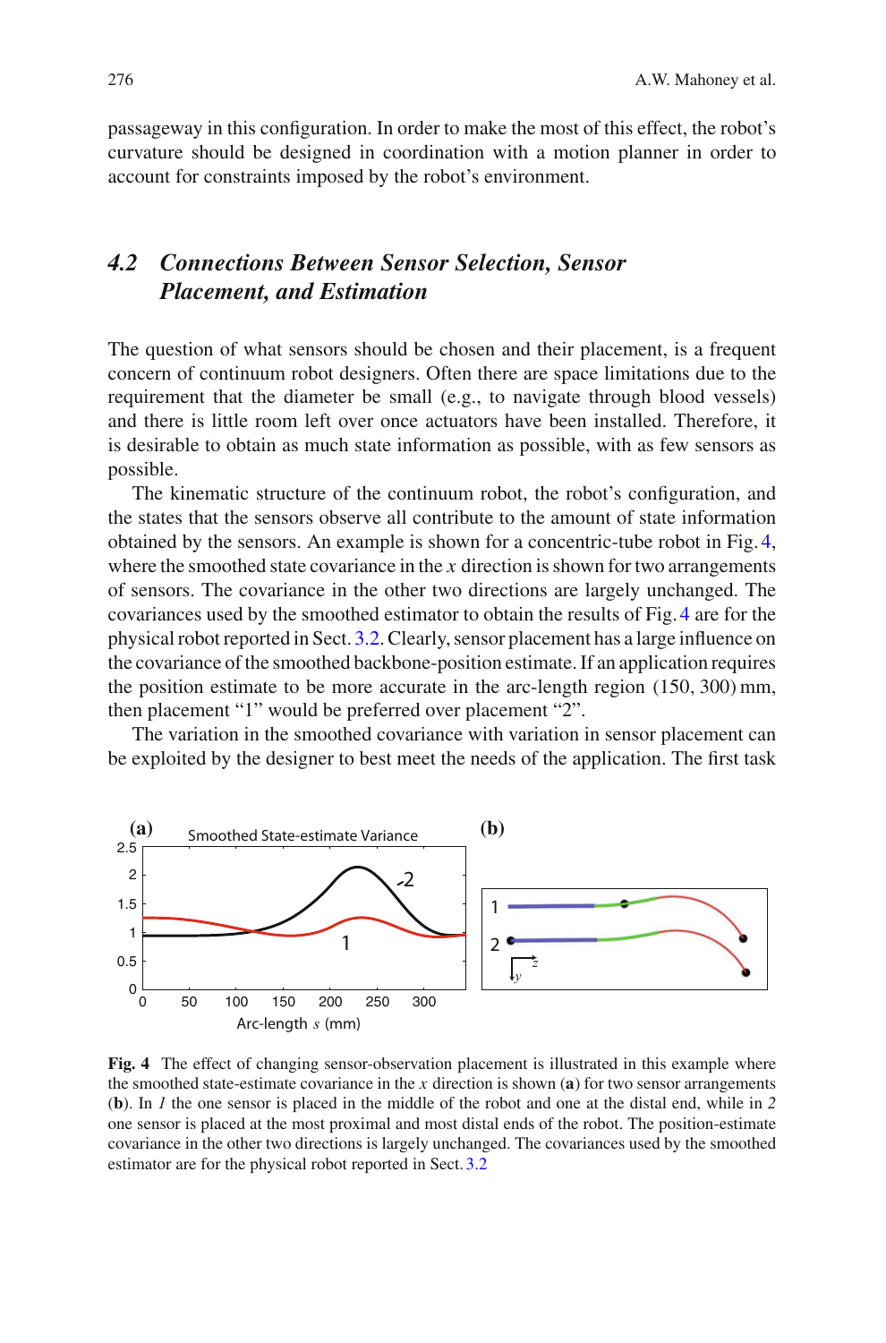passageway in this configuration. In order to make the most of this effect, the robot's curvature should be designed in coordination with a motion planner in order to account for constraints imposed by the robot's environment.

### *4.2 Connections Between Sensor Selection, Sensor Placement, and Estimation*

The question of what sensors should be chosen and their placement, is a frequent concern of continuum robot designers. Often there are space limitations due to the requirement that the diameter be small (e.g., to navigate through blood vessels) and there is little room left over once actuators have been installed. Therefore, it is desirable to obtain as much state information as possible, with as few sensors as possible.

The kinematic structure of the continuum robot, the robot's configuration, and the states that the sensors observe all contribute to the amount of state information obtained by the sensors. An example is shown for a concentric-tube robot in Fig. 4, where the smoothed state covariance in the $x$ direction is shown for two arrangements of sensors. The covariance in the other two directions are largely unchanged. The covariances used by the smoothed estimator to obtain the results of Fig. 4 are for the physical robot reported in Sect. 3.2. Clearly, sensor placement has a large influence on the covariance of the smoothed backbone-position estimate. If an application requires the position estimate to be more accurate in the arc-length region (150, 300) mm, then placement "1" would be preferred over placement "2".

The variation in the smoothed covariance with variation in sensor placement can be exploited by the designer to best meet the needs of the application. The first task

**Fig. 4** The effect of changing sensor-observation placement is illustrated in this example where the smoothed state-estimate covariance in the $x$ direction is shown (**a**) for two sensor arrangements (**b**). In *1* the one sensor is placed in the middle of the robot and one at the distal end, while in *2* one sensor is placed at the most proximal and most distal ends of the robot. The position-estimate covariance in the other two directions is largely unchanged. The covariances used by the smoothed estimator are for the physical robot reported in Sect. 3.2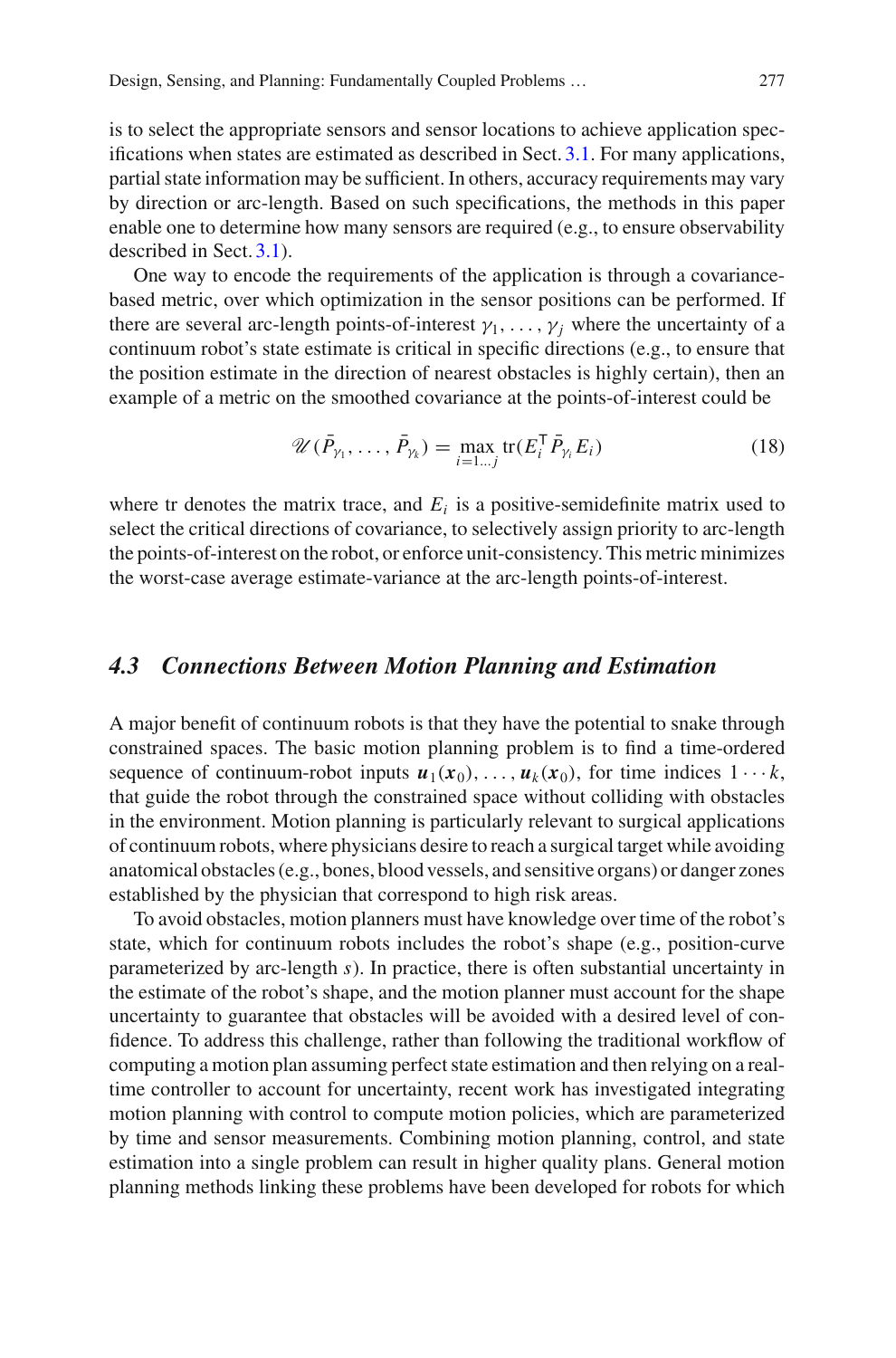is to select the appropriate sensors and sensor locations to achieve application specifications when states are estimated as described in Sect. 3.1. For many applications, partial state information may be sufficient. In others, accuracy requirements may vary by direction or arc-length. Based on such specifications, the methods in this paper enable one to determine how many sensors are required (e.g., to ensure observability described in Sect. 3.1).

One way to encode the requirements of the application is through a covariance-based metric, over which optimization in the sensor positions can be performed. If there are several arc-length points-of-interest $\gamma_1, \ldots, \gamma_j$ where the uncertainty of a continuum robot's state estimate is critical in specific directions (e.g., to ensure that the position estimate in the direction of nearest obstacles is highly certain), then an example of a metric on the smoothed covariance at the points-of-interest could be

$$\mathscr{U}(\bar{P}_{\gamma_1}, \ldots, \bar{P}_{\gamma_k}) = \max_{i=1\ldots j} \mathrm{tr}(E_i^{\mathsf{T}} \bar{P}_{\gamma_i} E_i) \tag{18}$$

where tr denotes the matrix trace, and $E_i$ is a positive-semidefinite matrix used to select the critical directions of covariance, to selectively assign priority to arc-length the points-of-interest on the robot, or enforce unit-consistency. This metric minimizes the worst-case average estimate-variance at the arc-length points-of-interest.

### *4.3 Connections Between Motion Planning and Estimation*

A major benefit of continuum robots is that they have the potential to snake through constrained spaces. The basic motion planning problem is to find a time-ordered sequence of continuum-robot inputs $\boldsymbol{u}_1(\boldsymbol{x}_0), \ldots, \boldsymbol{u}_k(\boldsymbol{x}_0)$, for time indices $1 \cdots k$, that guide the robot through the constrained space without colliding with obstacles in the environment. Motion planning is particularly relevant to surgical applications of continuum robots, where physicians desire to reach a surgical target while avoiding anatomical obstacles (e.g., bones, blood vessels, and sensitive organs) or danger zones established by the physician that correspond to high risk areas.

To avoid obstacles, motion planners must have knowledge over time of the robot's state, which for continuum robots includes the robot's shape (e.g., position-curve parameterized by arc-length $s$). In practice, there is often substantial uncertainty in the estimate of the robot's shape, and the motion planner must account for the shape uncertainty to guarantee that obstacles will be avoided with a desired level of confidence. To address this challenge, rather than following the traditional workflow of computing a motion plan assuming perfect state estimation and then relying on a real-time controller to account for uncertainty, recent work has investigated integrating motion planning with control to compute motion policies, which are parameterized by time and sensor measurements. Combining motion planning, control, and state estimation into a single problem can result in higher quality plans. General motion planning methods linking these problems have been developed for robots for which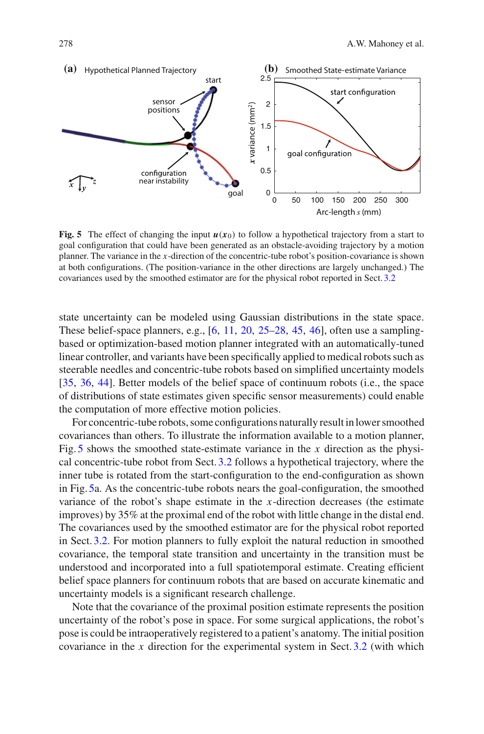**Fig. 5** The effect of changing the input $\boldsymbol{u}(\boldsymbol{x}_0)$ to follow a hypothetical trajectory from a start to goal configuration that could have been generated as an obstacle-avoiding trajectory by a motion planner. The variance in the $x$-direction of the concentric-tube robot's position-covariance is shown at both configurations. (The position-variance in the other directions are largely unchanged.) The covariances used by the smoothed estimator are for the physical robot reported in Sect. 3.2

state uncertainty can be modeled using Gaussian distributions in the state space. These belief-space planners, e.g., [6, 11, 20, 25–28, 45, 46], often use a sampling-based or optimization-based motion planner integrated with an automatically-tuned linear controller, and variants have been specifically applied to medical robots such as steerable needles and concentric-tube robots based on simplified uncertainty models [35, 36, 44]. Better models of the belief space of continuum robots (i.e., the space of distributions of state estimates given specific sensor measurements) could enable the computation of more effective motion policies.

For concentric-tube robots, some configurations naturally result in lower smoothed covariances than others. To illustrate the information available to a motion planner, Fig. 5 shows the smoothed state-estimate variance in the $x$ direction as the physical concentric-tube robot from Sect. 3.2 follows a hypothetical trajectory, where the inner tube is rotated from the start-configuration to the end-configuration as shown in Fig. 5a. As the concentric-tube robots nears the goal-configuration, the smoothed variance of the robot's shape estimate in the $x$-direction decreases (the estimate improves) by 35% at the proximal end of the robot with little change in the distal end. The covariances used by the smoothed estimator are for the physical robot reported in Sect. 3.2. For motion planners to fully exploit the natural reduction in smoothed covariance, the temporal state transition and uncertainty in the transition must be understood and incorporated into a full spatiotemporal estimate. Creating efficient belief space planners for continuum robots that are based on accurate kinematic and uncertainty models is a significant research challenge.

Note that the covariance of the proximal position estimate represents the position uncertainty of the robot's pose in space. For some surgical applications, the robot's pose is could be intraoperatively registered to a patient's anatomy. The initial position covariance in the $x$ direction for the experimental system in Sect. 3.2 (with which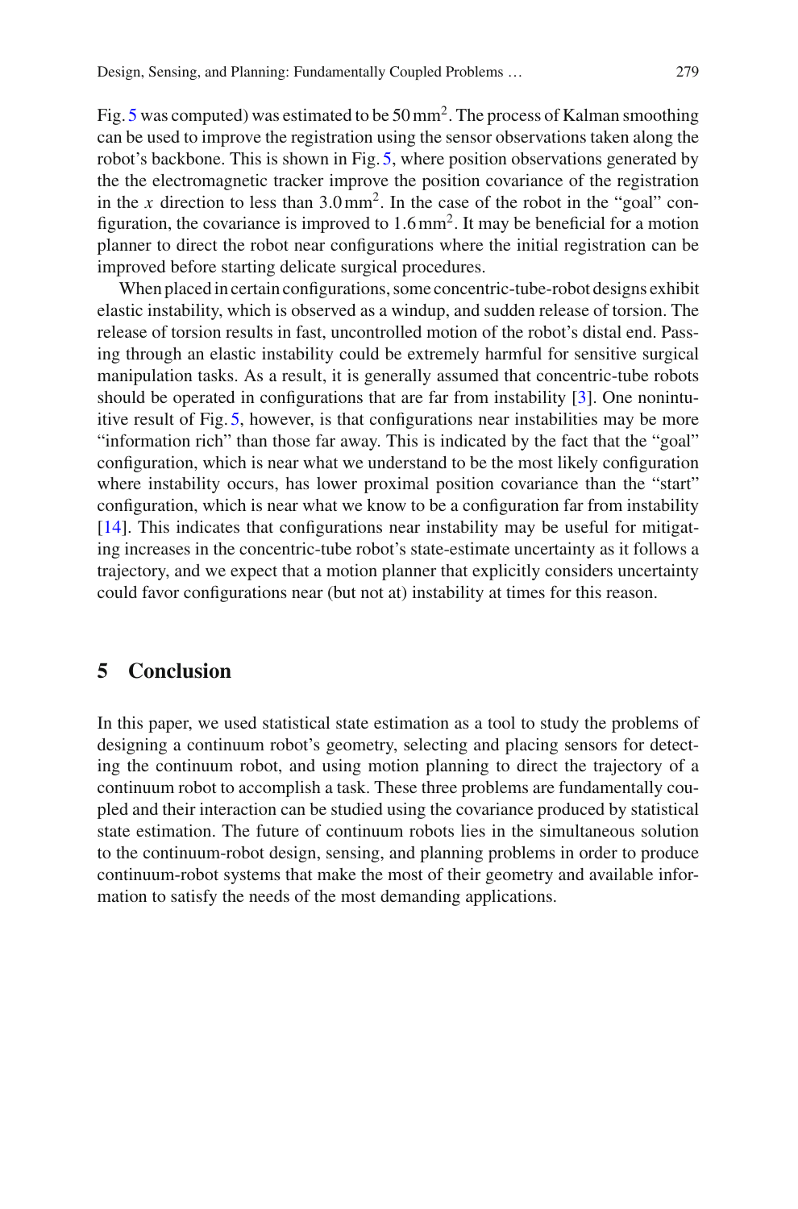Fig. 5 was computed) was estimated to be 50 $\text{mm}^2$. The process of Kalman smoothing can be used to improve the registration using the sensor observations taken along the robot's backbone. This is shown in Fig. 5, where position observations generated by the the electromagnetic tracker improve the position covariance of the registration in the $x$ direction to less than 3.0 $\text{mm}^2$. In the case of the robot in the "goal" configuration, the covariance is improved to 1.6 $\text{mm}^2$. It may be beneficial for a motion planner to direct the robot near configurations where the initial registration can be improved before starting delicate surgical procedures.

When placed in certain configurations, some concentric-tube-robot designs exhibit elastic instability, which is observed as a windup, and sudden release of torsion. The release of torsion results in fast, uncontrolled motion of the robot's distal end. Passing through an elastic instability could be extremely harmful for sensitive surgical manipulation tasks. As a result, it is generally assumed that concentric-tube robots should be operated in configurations that are far from instability [3]. One nonintuitive result of Fig. 5, however, is that configurations near instabilities may be more "information rich" than those far away. This is indicated by the fact that the "goal" configuration, which is near what we understand to be the most likely configuration where instability occurs, has lower proximal position covariance than the "start" configuration, which is near what we know to be a configuration far from instability [14]. This indicates that configurations near instability may be useful for mitigating increases in the concentric-tube robot's state-estimate uncertainty as it follows a trajectory, and we expect that a motion planner that explicitly considers uncertainty could favor configurations near (but not at) instability at times for this reason.

## 5 Conclusion

In this paper, we used statistical state estimation as a tool to study the problems of designing a continuum robot's geometry, selecting and placing sensors for detecting the continuum robot, and using motion planning to direct the trajectory of a continuum robot to accomplish a task. These three problems are fundamentally coupled and their interaction can be studied using the covariance produced by statistical state estimation. The future of continuum robots lies in the simultaneous solution to the continuum-robot design, sensing, and planning problems in order to produce continuum-robot systems that make the most of their geometry and available information to satisfy the needs of the most demanding applications.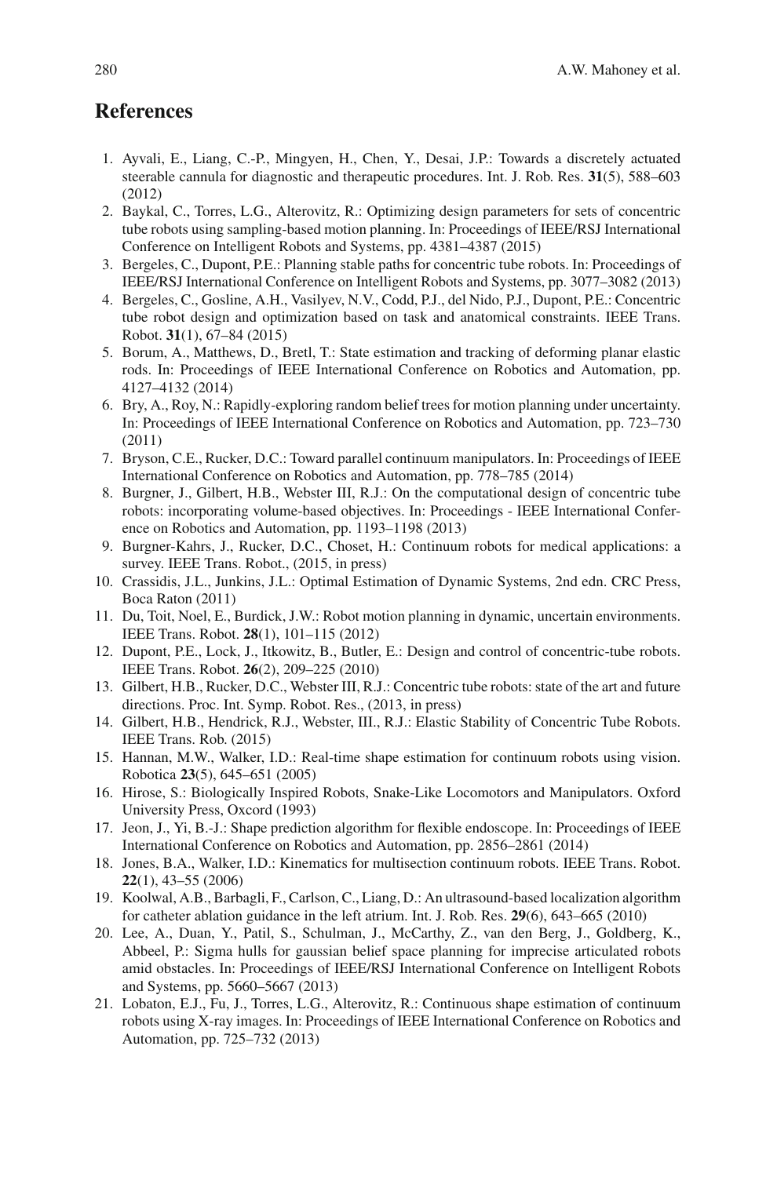## References

1. Ayvali, E., Liang, C.-P., Mingyen, H., Chen, Y., Desai, J.P.: Towards a discretely actuated steerable cannula for diagnostic and therapeutic procedures. Int. J. Rob. Res. **31**(5), 588–603 (2012)
2. Baykal, C., Torres, L.G., Alterovitz, R.: Optimizing design parameters for sets of concentric tube robots using sampling-based motion planning. In: Proceedings of IEEE/RSJ International Conference on Intelligent Robots and Systems, pp. 4381–4387 (2015)
3. Bergeles, C., Dupont, P.E.: Planning stable paths for concentric tube robots. In: Proceedings of IEEE/RSJ International Conference on Intelligent Robots and Systems, pp. 3077–3082 (2013)
4. Bergeles, C., Gosline, A.H., Vasilyev, N.V., Codd, P.J., del Nido, P.J., Dupont, P.E.: Concentric tube robot design and optimization based on task and anatomical constraints. IEEE Trans. Robot. **31**(1), 67–84 (2015)
5. Borum, A., Matthews, D., Bretl, T.: State estimation and tracking of deforming planar elastic rods. In: Proceedings of IEEE International Conference on Robotics and Automation, pp. 4127–4132 (2014)
6. Bry, A., Roy, N.: Rapidly-exploring random belief trees for motion planning under uncertainty. In: Proceedings of IEEE International Conference on Robotics and Automation, pp. 723–730 (2011)
7. Bryson, C.E., Rucker, D.C.: Toward parallel continuum manipulators. In: Proceedings of IEEE International Conference on Robotics and Automation, pp. 778–785 (2014)
8. Burgner, J., Gilbert, H.B., Webster III, R.J.: On the computational design of concentric tube robots: incorporating volume-based objectives. In: Proceedings - IEEE International Conference on Robotics and Automation, pp. 1193–1198 (2013)
9. Burgner-Kahrs, J., Rucker, D.C., Choset, H.: Continuum robots for medical applications: a survey. IEEE Trans. Robot., (2015, in press)
10. Crassidis, J.L., Junkins, J.L.: Optimal Estimation of Dynamic Systems, 2nd edn. CRC Press, Boca Raton (2011)
11. Du, Toit, Noel, E., Burdick, J.W.: Robot motion planning in dynamic, uncertain environments. IEEE Trans. Robot. **28**(1), 101–115 (2012)
12. Dupont, P.E., Lock, J., Itkowitz, B., Butler, E.: Design and control of concentric-tube robots. IEEE Trans. Robot. **26**(2), 209–225 (2010)
13. Gilbert, H.B., Rucker, D.C., Webster III, R.J.: Concentric tube robots: state of the art and future directions. Proc. Int. Symp. Robot. Res., (2013, in press)
14. Gilbert, H.B., Hendrick, R.J., Webster, III., R.J.: Elastic Stability of Concentric Tube Robots. IEEE Trans. Rob. (2015)
15. Hannan, M.W., Walker, I.D.: Real-time shape estimation for continuum robots using vision. Robotica **23**(5), 645–651 (2005)
16. Hirose, S.: Biologically Inspired Robots, Snake-Like Locomotors and Manipulators. Oxford University Press, Oxcord (1993)
17. Jeon, J., Yi, B.-J.: Shape prediction algorithm for flexible endoscope. In: Proceedings of IEEE International Conference on Robotics and Automation, pp. 2856–2861 (2014)
18. Jones, B.A., Walker, I.D.: Kinematics for multisection continuum robots. IEEE Trans. Robot. **22**(1), 43–55 (2006)
19. Koolwal, A.B., Barbagli, F., Carlson, C., Liang, D.: An ultrasound-based localization algorithm for catheter ablation guidance in the left atrium. Int. J. Rob. Res. **29**(6), 643–665 (2010)
20. Lee, A., Duan, Y., Patil, S., Schulman, J., McCarthy, Z., van den Berg, J., Goldberg, K., Abbeel, P.: Sigma hulls for gaussian belief space planning for imprecise articulated robots amid obstacles. In: Proceedings of IEEE/RSJ International Conference on Intelligent Robots and Systems, pp. 5660–5667 (2013)
21. Lobaton, E.J., Fu, J., Torres, L.G., Alterovitz, R.: Continuous shape estimation of continuum robots using X-ray images. In: Proceedings of IEEE International Conference on Robotics and Automation, pp. 725–732 (2013)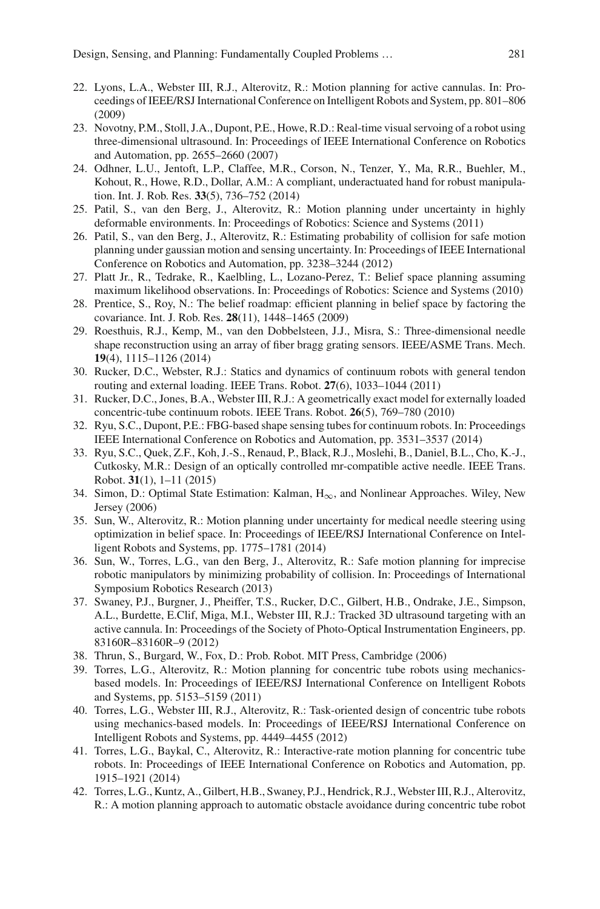22. Lyons, L.A., Webster III, R.J., Alterovitz, R.: Motion planning for active cannulas. In: Proceedings of IEEE/RSJ International Conference on Intelligent Robots and System, pp. 801–806 (2009)
23. Novotny, P.M., Stoll, J.A., Dupont, P.E., Howe, R.D.: Real-time visual servoing of a robot using three-dimensional ultrasound. In: Proceedings of IEEE International Conference on Robotics and Automation, pp. 2655–2660 (2007)
24. Odhner, L.U., Jentoft, L.P., Claffee, M.R., Corson, N., Tenzer, Y., Ma, R.R., Buehler, M., Kohout, R., Howe, R.D., Dollar, A.M.: A compliant, underactuated hand for robust manipulation. Int. J. Rob. Res. **33**(5), 736–752 (2014)
25. Patil, S., van den Berg, J., Alterovitz, R.: Motion planning under uncertainty in highly deformable environments. In: Proceedings of Robotics: Science and Systems (2011)
26. Patil, S., van den Berg, J., Alterovitz, R.: Estimating probability of collision for safe motion planning under gaussian motion and sensing uncertainty. In: Proceedings of IEEE International Conference on Robotics and Automation, pp. 3238–3244 (2012)
27. Platt Jr., R., Tedrake, R., Kaelbling, L., Lozano-Perez, T.: Belief space planning assuming maximum likelihood observations. In: Proceedings of Robotics: Science and Systems (2010)
28. Prentice, S., Roy, N.: The belief roadmap: efficient planning in belief space by factoring the covariance. Int. J. Rob. Res. **28**(11), 1448–1465 (2009)
29. Roesthuis, R.J., Kemp, M., van den Dobbelsteen, J.J., Misra, S.: Three-dimensional needle shape reconstruction using an array of fiber bragg grating sensors. IEEE/ASME Trans. Mech. **19**(4), 1115–1126 (2014)
30. Rucker, D.C., Webster, R.J.: Statics and dynamics of continuum robots with general tendon routing and external loading. IEEE Trans. Robot. **27**(6), 1033–1044 (2011)
31. Rucker, D.C., Jones, B.A., Webster III, R.J.: A geometrically exact model for externally loaded concentric-tube continuum robots. IEEE Trans. Robot. **26**(5), 769–780 (2010)
32. Ryu, S.C., Dupont, P.E.: FBG-based shape sensing tubes for continuum robots. In: Proceedings IEEE International Conference on Robotics and Automation, pp. 3531–3537 (2014)
33. Ryu, S.C., Quek, Z.F., Koh, J.-S., Renaud, P., Black, R.J., Moslehi, B., Daniel, B.L., Cho, K.-J., Cutkosky, M.R.: Design of an optically controlled mr-compatible active needle. IEEE Trans. Robot. **31**(1), 1–11 (2015)
34. Simon, D.: Optimal State Estimation: Kalman, $H_{\infty}$, and Nonlinear Approaches. Wiley, New Jersey (2006)
35. Sun, W., Alterovitz, R.: Motion planning under uncertainty for medical needle steering using optimization in belief space. In: Proceedings of IEEE/RSJ International Conference on Intelligent Robots and Systems, pp. 1775–1781 (2014)
36. Sun, W., Torres, L.G., van den Berg, J., Alterovitz, R.: Safe motion planning for imprecise robotic manipulators by minimizing probability of collision. In: Proceedings of International Symposium Robotics Research (2013)
37. Swaney, P.J., Burgner, J., Pheiffer, T.S., Rucker, D.C., Gilbert, H.B., Ondrake, J.E., Simpson, A.L., Burdette, E.Clif, Miga, M.I., Webster III, R.J.: Tracked 3D ultrasound targeting with an active cannula. In: Proceedings of the Society of Photo-Optical Instrumentation Engineers, pp. 83160R–83160R–9 (2012)
38. Thrun, S., Burgard, W., Fox, D.: Prob. Robot. MIT Press, Cambridge (2006)
39. Torres, L.G., Alterovitz, R.: Motion planning for concentric tube robots using mechanics-based models. In: Proceedings of IEEE/RSJ International Conference on Intelligent Robots and Systems, pp. 5153–5159 (2011)
40. Torres, L.G., Webster III, R.J., Alterovitz, R.: Task-oriented design of concentric tube robots using mechanics-based models. In: Proceedings of IEEE/RSJ International Conference on Intelligent Robots and Systems, pp. 4449–4455 (2012)
41. Torres, L.G., Baykal, C., Alterovitz, R.: Interactive-rate motion planning for concentric tube robots. In: Proceedings of IEEE International Conference on Robotics and Automation, pp. 1915–1921 (2014)
42. Torres, L.G., Kuntz, A., Gilbert, H.B., Swaney, P.J., Hendrick, R.J., Webster III, R.J., Alterovitz, R.: A motion planning approach to automatic obstacle avoidance during concentric tube robot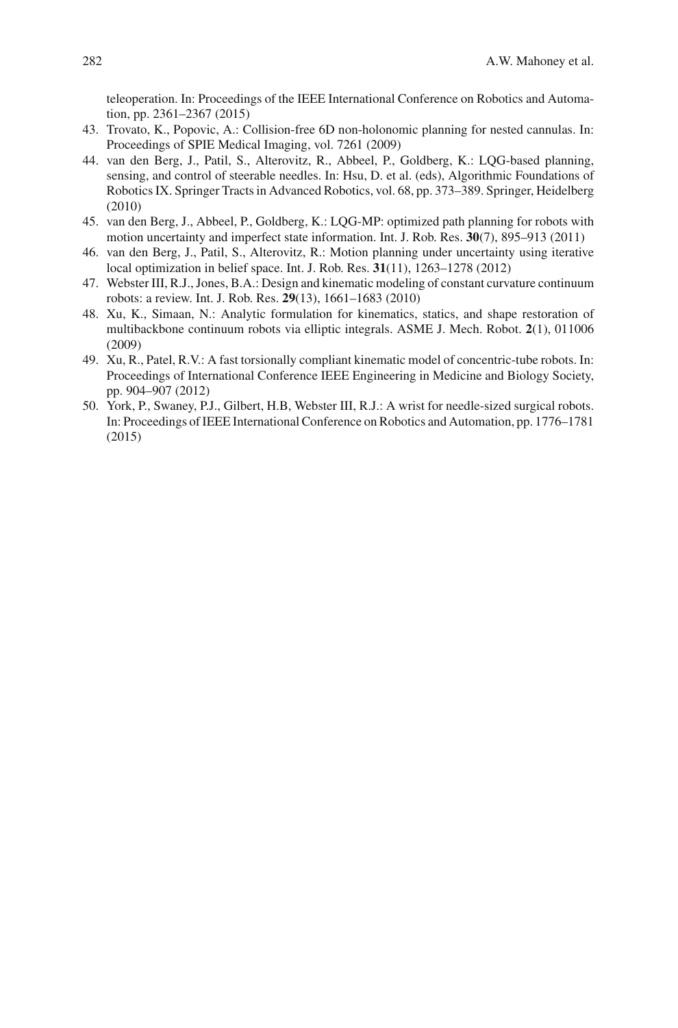teleoperation. In: Proceedings of the IEEE International Conference on Robotics and Automation, pp. 2361–2367 (2015)

43. Trovato, K., Popovic, A.: Collision-free 6D non-holonomic planning for nested cannulas. In: Proceedings of SPIE Medical Imaging, vol. 7261 (2009)
44. van den Berg, J., Patil, S., Alterovitz, R., Abbeel, P., Goldberg, K.: LQG-based planning, sensing, and control of steerable needles. In: Hsu, D. et al. (eds), Algorithmic Foundations of Robotics IX. Springer Tracts in Advanced Robotics, vol. 68, pp. 373–389. Springer, Heidelberg (2010)
45. van den Berg, J., Abbeel, P., Goldberg, K.: LQG-MP: optimized path planning for robots with motion uncertainty and imperfect state information. Int. J. Rob. Res. **30**(7), 895–913 (2011)
46. van den Berg, J., Patil, S., Alterovitz, R.: Motion planning under uncertainty using iterative local optimization in belief space. Int. J. Rob. Res. **31**(11), 1263–1278 (2012)
47. Webster III, R.J., Jones, B.A.: Design and kinematic modeling of constant curvature continuum robots: a review. Int. J. Rob. Res. **29**(13), 1661–1683 (2010)
48. Xu, K., Simaan, N.: Analytic formulation for kinematics, statics, and shape restoration of multibackbone continuum robots via elliptic integrals. ASME J. Mech. Robot. **2**(1), 011006 (2009)
49. Xu, R., Patel, R.V.: A fast torsionally compliant kinematic model of concentric-tube robots. In: Proceedings of International Conference IEEE Engineering in Medicine and Biology Society, pp. 904–907 (2012)
50. York, P., Swaney, P.J., Gilbert, H.B, Webster III, R.J.: A wrist for needle-sized surgical robots. In: Proceedings of IEEE International Conference on Robotics and Automation, pp. 1776–1781 (2015)